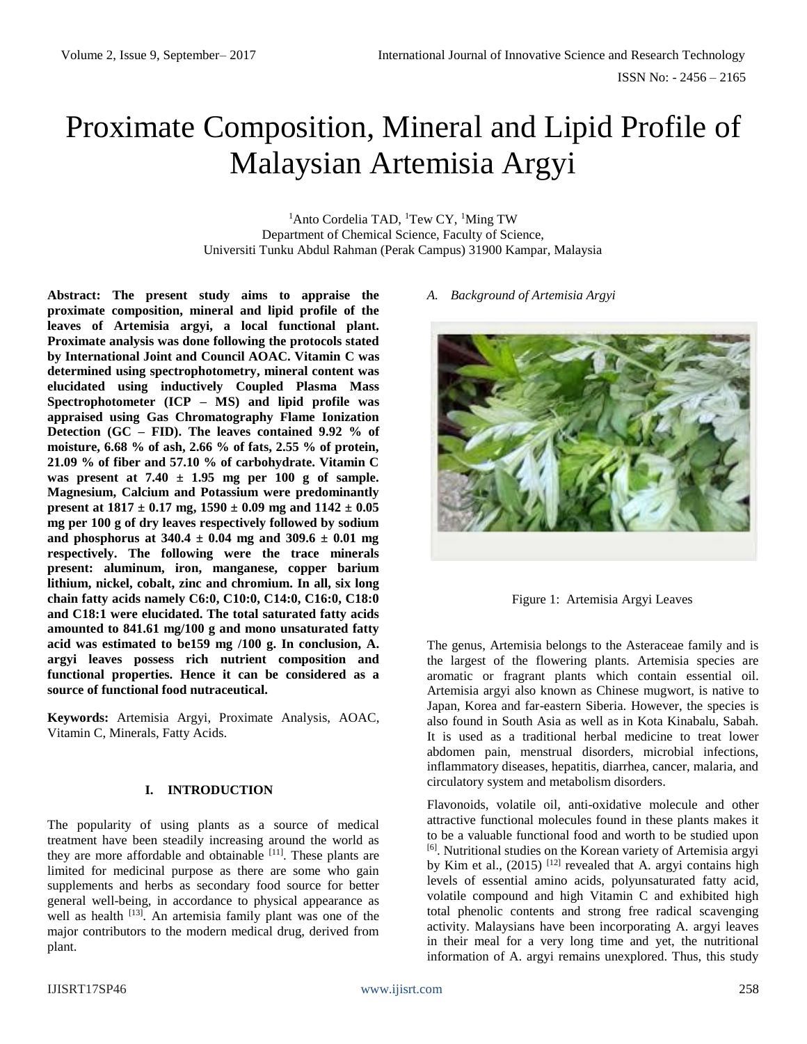# Proximate Composition, Mineral and Lipid Profile of Malaysian Artemisia Argyi

[1]Anto Cordelia TAD, [1]Tew CY, [1]Ming TW
Department of Chemical Science, Faculty of Science,
Universiti Tunku Abdul Rahman (Perak Campus) 31900 Kampar, Malaysia

**Abstract: The present study aims to appraise the proximate composition, mineral and lipid profile of the leaves of Artemisia argyi, a local functional plant. Proximate analysis was done following the protocols stated by International Joint and Council AOAC. Vitamin C was determined using spectrophotometry, mineral content was elucidated using inductively Coupled Plasma Mass Spectrophotometer (ICP – MS) and lipid profile was appraised using Gas Chromatography Flame Ionization Detection (GC – FID). The leaves contained 9.92 % of moisture, 6.68 % of ash, 2.66 % of fats, 2.55 % of protein, 21.09 % of fiber and 57.10 % of carbohydrate. Vitamin C was present at 7.40 ± 1.95 mg per 100 g of sample. Magnesium, Calcium and Potassium were predominantly present at 1817 ± 0.17 mg, 1590 ± 0.09 mg and 1142 ± 0.05 mg per 100 g of dry leaves respectively followed by sodium and phosphorus at 340.4 ± 0.04 mg and 309.6 ± 0.01 mg respectively. The following were the trace minerals present: aluminum, iron, manganese, copper barium lithium, nickel, cobalt, zinc and chromium. In all, six long chain fatty acids namely C6:0, C10:0, C14:0, C16:0, C18:0 and C18:1 were elucidated. The total saturated fatty acids amounted to 841.61 mg/100 g and mono unsaturated fatty acid was estimated to be159 mg /100 g. In conclusion, A. argyi leaves possess rich nutrient composition and functional properties. Hence it can be considered as a source of functional food nutraceutical.**

**Keywords:** Artemisia Argyi, Proximate Analysis, AOAC, Vitamin C, Minerals, Fatty Acids.

## I. INTRODUCTION

The popularity of using plants as a source of medical treatment have been steadily increasing around the world as they are more affordable and obtainable [11]. These plants are limited for medicinal purpose as there are some who gain supplements and herbs as secondary food source for better general well-being, in accordance to physical appearance as well as health [13]. An artemisia family plant was one of the major contributors to the modern medical drug, derived from plant.

### *A. Background of Artemisia Argyi*

Figure 1: Artemisia Argyi Leaves

The genus, Artemisia belongs to the Asteraceae family and is the largest of the flowering plants. Artemisia species are aromatic or fragrant plants which contain essential oil. Artemisia argyi also known as Chinese mugwort, is native to Japan, Korea and far-eastern Siberia. However, the species is also found in South Asia as well as in Kota Kinabalu, Sabah. It is used as a traditional herbal medicine to treat lower abdomen pain, menstrual disorders, microbial infections, inflammatory diseases, hepatitis, diarrhea, cancer, malaria, and circulatory system and metabolism disorders.

Flavonoids, volatile oil, anti-oxidative molecule and other attractive functional molecules found in these plants makes it to be a valuable functional food and worth to be studied upon [6]. Nutritional studies on the Korean variety of Artemisia argyi by Kim et al., (2015) [12] revealed that A. argyi contains high levels of essential amino acids, polyunsaturated fatty acid, volatile compound and high Vitamin C and exhibited high total phenolic contents and strong free radical scavenging activity. Malaysians have been incorporating A. argyi leaves in their meal for a very long time and yet, the nutritional information of A. argyi remains unexplored. Thus, this study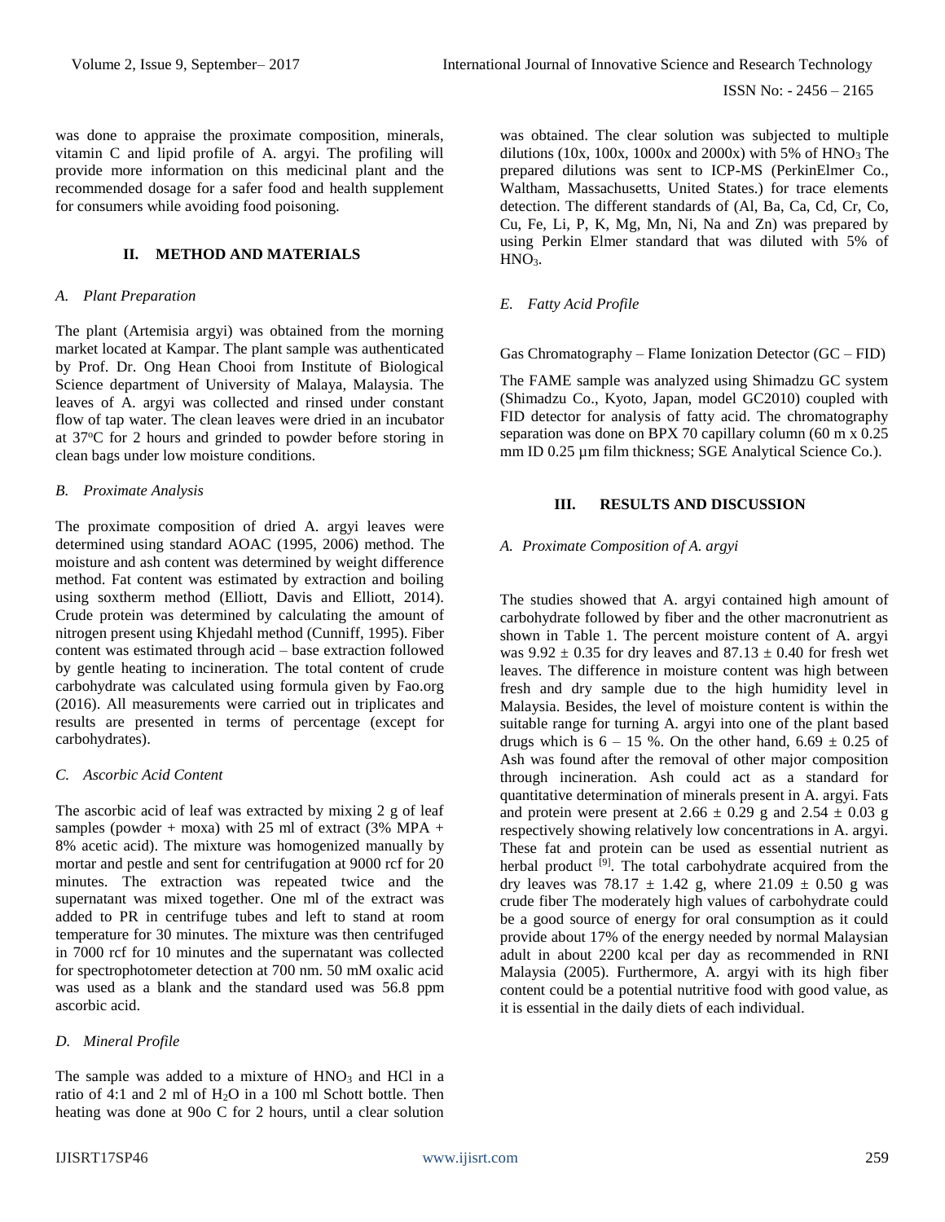was done to appraise the proximate composition, minerals, vitamin C and lipid profile of A. argyi. The profiling will provide more information on this medicinal plant and the recommended dosage for a safer food and health supplement for consumers while avoiding food poisoning.

## II. METHOD AND MATERIALS

### *A. Plant Preparation*

The plant (Artemisia argyi) was obtained from the morning market located at Kampar. The plant sample was authenticated by Prof. Dr. Ong Hean Chooi from Institute of Biological Science department of University of Malaya, Malaysia. The leaves of A. argyi was collected and rinsed under constant flow of tap water. The clean leaves were dried in an incubator at 37$^{o}$C for 2 hours and grinded to powder before storing in clean bags under low moisture conditions.

### *B. Proximate Analysis*

The proximate composition of dried A. argyi leaves were determined using standard AOAC (1995, 2006) method. The moisture and ash content was determined by weight difference method. Fat content was estimated by extraction and boiling using soxtherm method (Elliott, Davis and Elliott, 2014). Crude protein was determined by calculating the amount of nitrogen present using Khjedahl method (Cunniff, 1995). Fiber content was estimated through acid – base extraction followed by gentle heating to incineration. The total content of crude carbohydrate was calculated using formula given by Fao.org (2016). All measurements were carried out in triplicates and results are presented in terms of percentage (except for carbohydrates).

### *C. Ascorbic Acid Content*

The ascorbic acid of leaf was extracted by mixing 2 g of leaf samples (powder + moxa) with 25 ml of extract (3% MPA + 8% acetic acid). The mixture was homogenized manually by mortar and pestle and sent for centrifugation at 9000 rcf for 20 minutes. The extraction was repeated twice and the supernatant was mixed together. One ml of the extract was added to PR in centrifuge tubes and left to stand at room temperature for 30 minutes. The mixture was then centrifuged in 7000 rcf for 10 minutes and the supernatant was collected for spectrophotometer detection at 700 nm. 50 mM oxalic acid was used as a blank and the standard used was 56.8 ppm ascorbic acid.

### *D. Mineral Profile*

The sample was added to a mixture of $HNO_3$ and HCl in a ratio of 4:1 and 2 ml of $H_2O$ in a 100 ml Schott bottle. Then heating was done at 90o C for 2 hours, until a clear solution was obtained. The clear solution was subjected to multiple dilutions (10x, 100x, 1000x and 2000x) with 5% of $HNO_3$ The prepared dilutions was sent to ICP-MS (PerkinElmer Co., Waltham, Massachusetts, United States.) for trace elements detection. The different standards of (Al, Ba, Ca, Cd, Cr, Co, Cu, Fe, Li, P, K, Mg, Mn, Ni, Na and Zn) was prepared by using Perkin Elmer standard that was diluted with 5% of $HNO_3$.

### *E. Fatty Acid Profile*

Gas Chromatography – Flame Ionization Detector (GC – FID)

The FAME sample was analyzed using Shimadzu GC system (Shimadzu Co., Kyoto, Japan, model GC2010) coupled with FID detector for analysis of fatty acid. The chromatography separation was done on BPX 70 capillary column (60 m x 0.25 mm ID 0.25 µm film thickness; SGE Analytical Science Co.).

## III. RESULTS AND DISCUSSION

### *A. Proximate Composition of A. argyi*

The studies showed that A. argyi contained high amount of carbohydrate followed by fiber and the other macronutrient as shown in Table 1. The percent moisture content of A. argyi was 9.92 ± 0.35 for dry leaves and 87.13 ± 0.40 for fresh wet leaves. The difference in moisture content was high between fresh and dry sample due to the high humidity level in Malaysia. Besides, the level of moisture content is within the suitable range for turning A. argyi into one of the plant based drugs which is 6 – 15 %. On the other hand, 6.69 ± 0.25 of Ash was found after the removal of other major composition through incineration. Ash could act as a standard for quantitative determination of minerals present in A. argyi. Fats and protein were present at 2.66 ± 0.29 g and 2.54 ± 0.03 g respectively showing relatively low concentrations in A. argyi. These fat and protein can be used as essential nutrient as herbal product [9]. The total carbohydrate acquired from the dry leaves was 78.17 ± 1.42 g, where 21.09 ± 0.50 g was crude fiber The moderately high values of carbohydrate could be a good source of energy for oral consumption as it could provide about 17% of the energy needed by normal Malaysian adult in about 2200 kcal per day as recommended in RNI Malaysia (2005). Furthermore, A. argyi with its high fiber content could be a potential nutritive food with good value, as it is essential in the daily diets of each individual.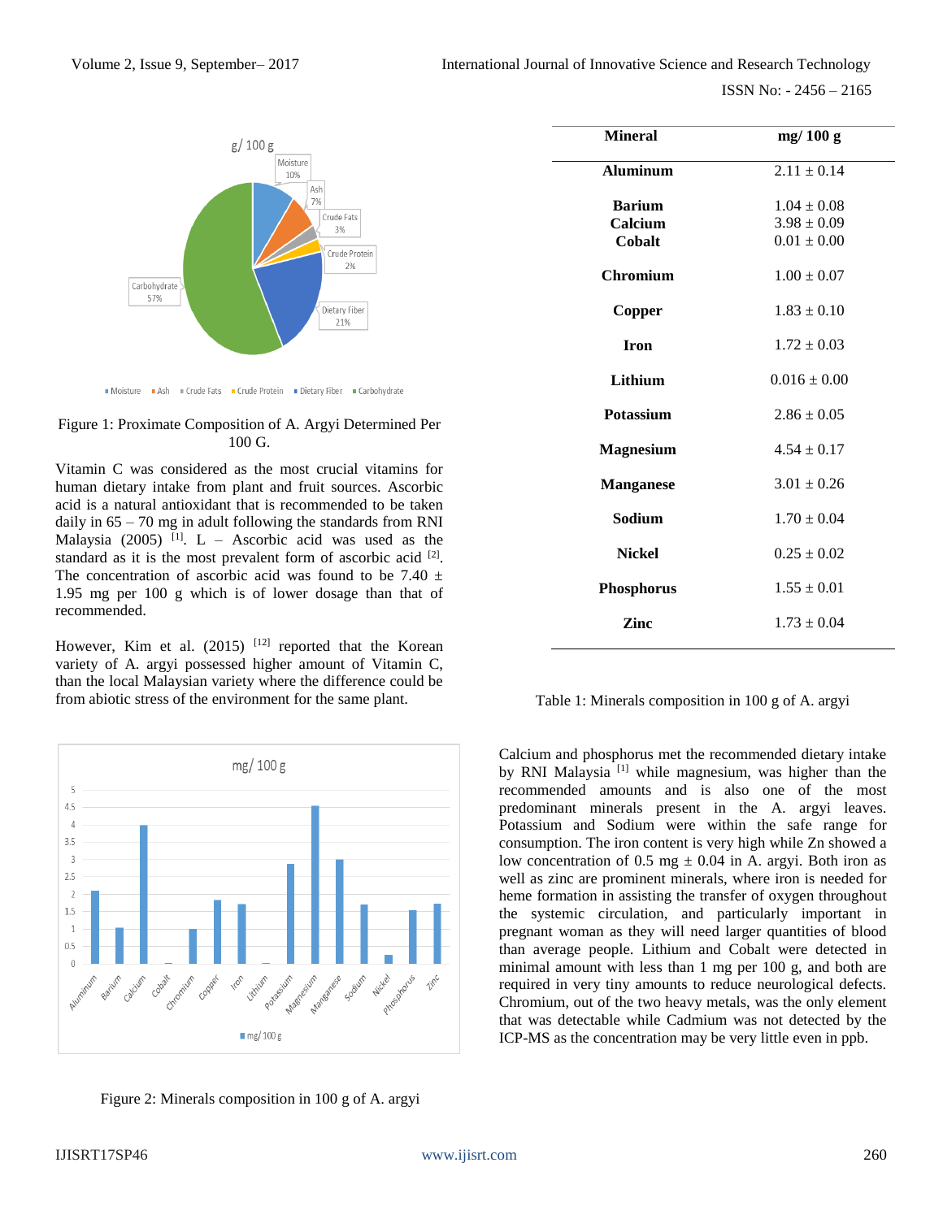Figure 1: Proximate Composition of A. Argyi Determined Per 100 G.

Vitamin C was considered as the most crucial vitamins for human dietary intake from plant and fruit sources. Ascorbic acid is a natural antioxidant that is recommended to be taken daily in 65 – 70 mg in adult following the standards from RNI Malaysia (2005) [1]. L – Ascorbic acid was used as the standard as it is the most prevalent form of ascorbic acid [2]. The concentration of ascorbic acid was found to be 7.40 ± 1.95 mg per 100 g which is of lower dosage than that of recommended.

However, Kim et al. (2015) [12] reported that the Korean variety of A. argyi possessed higher amount of Vitamin C, than the local Malaysian variety where the difference could be from abiotic stress of the environment for the same plant.

Figure 2: Minerals composition in 100 g of A. argyi

| Mineral | mg/ 100 g |
|---|---|
| **Aluminum** | 2.11 ± 0.14 |
| **Barium** | 1.04 ± 0.08 |
| **Calcium** | 3.98 ± 0.09 |
| **Cobalt** | 0.01 ± 0.00 |
| **Chromium** | 1.00 ± 0.07 |
| **Copper** | 1.83 ± 0.10 |
| **Iron** | 1.72 ± 0.03 |
| **Lithium** | 0.016 ± 0.00 |
| **Potassium** | 2.86 ± 0.05 |
| **Magnesium** | 4.54 ± 0.17 |
| **Manganese** | 3.01 ± 0.26 |
| **Sodium** | 1.70 ± 0.04 |
| **Nickel** | 0.25 ± 0.02 |
| **Phosphorus** | 1.55 ± 0.01 |
| **Zinc** | 1.73 ± 0.04 |

Table 1: Minerals composition in 100 g of A. argyi

Calcium and phosphorus met the recommended dietary intake by RNI Malaysia [1] while magnesium, was higher than the recommended amounts and is also one of the most predominant minerals present in the A. argyi leaves. Potassium and Sodium were within the safe range for consumption. The iron content is very high while Zn showed a low concentration of 0.5 mg ± 0.04 in A. argyi. Both iron as well as zinc are prominent minerals, where iron is needed for heme formation in assisting the transfer of oxygen throughout the systemic circulation, and particularly important in pregnant woman as they will need larger quantities of blood than average people. Lithium and Cobalt were detected in minimal amount with less than 1 mg per 100 g, and both are required in very tiny amounts to reduce neurological defects. Chromium, out of the two heavy metals, was the only element that was detectable while Cadmium was not detected by the ICP-MS as the concentration may be very little even in ppb.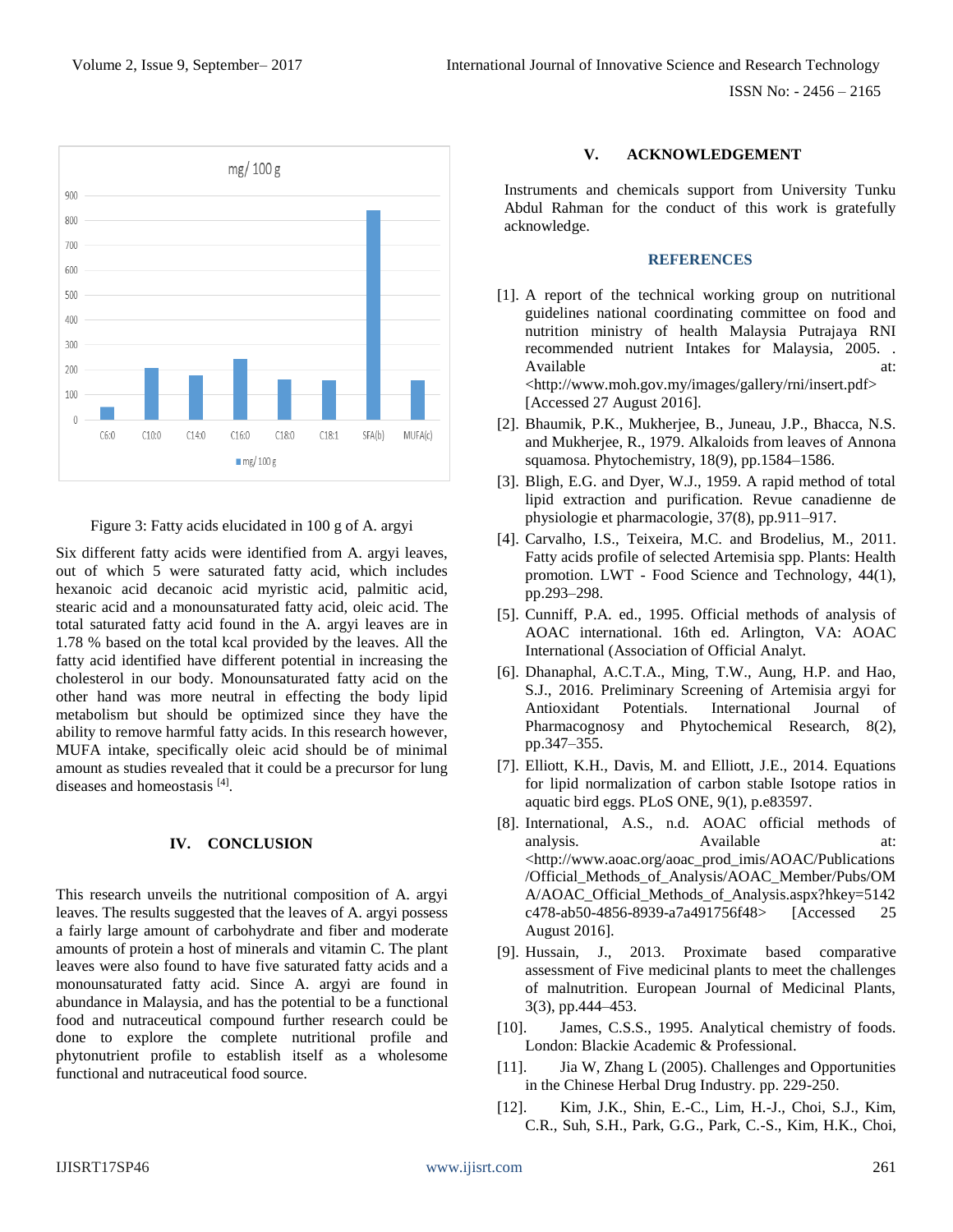Figure 3: Fatty acids elucidated in 100 g of A. argyi

Six different fatty acids were identified from A. argyi leaves, out of which 5 were saturated fatty acid, which includes hexanoic acid decanoic acid myristic acid, palmitic acid, stearic acid and a monounsaturated fatty acid, oleic acid. The total saturated fatty acid found in the A. argyi leaves are in 1.78 % based on the total kcal provided by the leaves. All the fatty acid identified have different potential in increasing the cholesterol in our body. Monounsaturated fatty acid on the other hand was more neutral in effecting the body lipid metabolism but should be optimized since they have the ability to remove harmful fatty acids. In this research however, MUFA intake, specifically oleic acid should be of minimal amount as studies revealed that it could be a precursor for lung diseases and homeostasis [4].

## IV. CONCLUSION

This research unveils the nutritional composition of A. argyi leaves. The results suggested that the leaves of A. argyi possess a fairly large amount of carbohydrate and fiber and moderate amounts of protein a host of minerals and vitamin C. The plant leaves were also found to have five saturated fatty acids and a monounsaturated fatty acid. Since A. argyi are found in abundance in Malaysia, and has the potential to be a functional food and nutraceutical compound further research could be done to explore the complete nutritional profile and phytonutrient profile to establish itself as a wholesome functional and nutraceutical food source.

## V. ACKNOWLEDGEMENT

Instruments and chemicals support from University Tunku Abdul Rahman for the conduct of this work is gratefully acknowledge.

## REFERENCES

[1]. A report of the technical working group on nutritional guidelines national coordinating committee on food and nutrition ministry of health Malaysia Putrajaya RNI recommended nutrient Intakes for Malaysia, 2005. . Available at: <http://www.moh.gov.my/images/gallery/rni/insert.pdf> [Accessed 27 August 2016].

[2]. Bhaumik, P.K., Mukherjee, B., Juneau, J.P., Bhacca, N.S. and Mukherjee, R., 1979. Alkaloids from leaves of Annona squamosa. Phytochemistry, 18(9), pp.1584–1586.

[3]. Bligh, E.G. and Dyer, W.J., 1959. A rapid method of total lipid extraction and purification. Revue canadienne de physiologie et pharmacologie, 37(8), pp.911–917.

[4]. Carvalho, I.S., Teixeira, M.C. and Brodelius, M., 2011. Fatty acids profile of selected Artemisia spp. Plants: Health promotion. LWT - Food Science and Technology, 44(1), pp.293–298.

[5]. Cunniff, P.A. ed., 1995. Official methods of analysis of AOAC international. 16th ed. Arlington, VA: AOAC International (Association of Official Analyt.

[6]. Dhanaphal, A.C.T.A., Ming, T.W., Aung, H.P. and Hao, S.J., 2016. Preliminary Screening of Artemisia argyi for Antioxidant Potentials. International Journal of Pharmacognosy and Phytochemical Research, 8(2), pp.347–355.

[7]. Elliott, K.H., Davis, M. and Elliott, J.E., 2014. Equations for lipid normalization of carbon stable Isotope ratios in aquatic bird eggs. PLoS ONE, 9(1), p.e83597.

[8]. International, A.S., n.d. AOAC official methods of analysis. Available at: <http://www.aoac.org/aoac_prod_imis/AOAC/Publications/Official_Methods_of_Analysis/AOAC_Member/Pubs/OMA/AOAC_Official_Methods_of_Analysis.aspx?hkey=5142c478-ab50-4856-8939-a7a491756f48> [Accessed 25 August 2016].

[9]. Hussain, J., 2013. Proximate based comparative assessment of Five medicinal plants to meet the challenges of malnutrition. European Journal of Medicinal Plants, 3(3), pp.444–453.

[10]. James, C.S.S., 1995. Analytical chemistry of foods. London: Blackie Academic & Professional.

[11]. Jia W, Zhang L (2005). Challenges and Opportunities in the Chinese Herbal Drug Industry. pp. 229-250.

[12]. Kim, J.K., Shin, E.-C., Lim, H.-J., Choi, S.J., Kim, C.R., Suh, S.H., Park, G.G., Park, C.-S., Kim, H.K., Choi,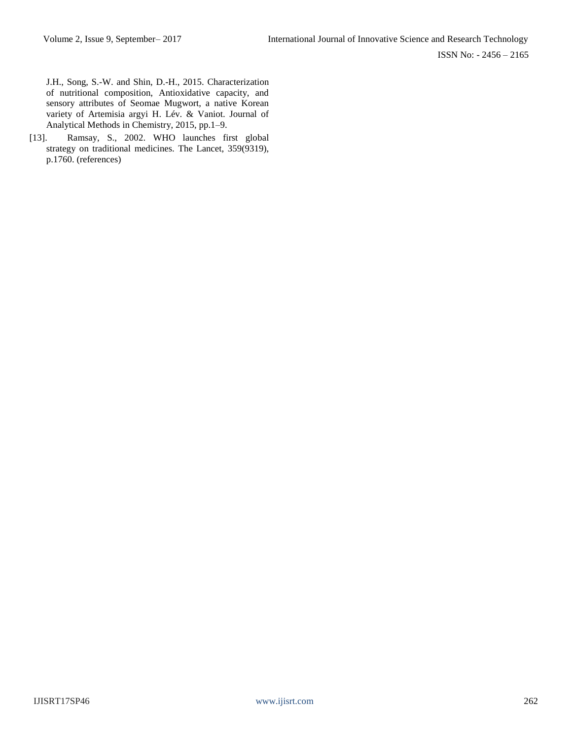J.H., Song, S.-W. and Shin, D.-H., 2015. Characterization of nutritional composition, Antioxidative capacity, and sensory attributes of Seomae Mugwort, a native Korean variety of Artemisia argyi H. Lév. & Vaniot. Journal of Analytical Methods in Chemistry, 2015, pp.1–9.

[13]. Ramsay, S., 2002. WHO launches first global strategy on traditional medicines. The Lancet, 359(9319), p.1760. (references)